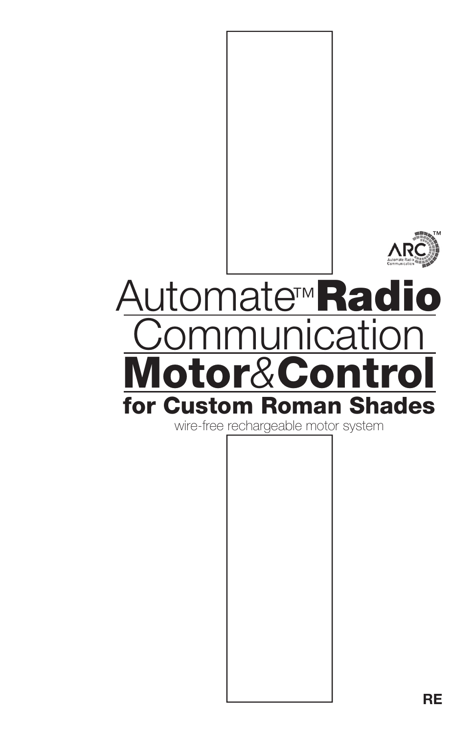# Automate™ Radio Communication Motor & Control

## for Custom Roman Shades

wire-free rechargeable motor system

RE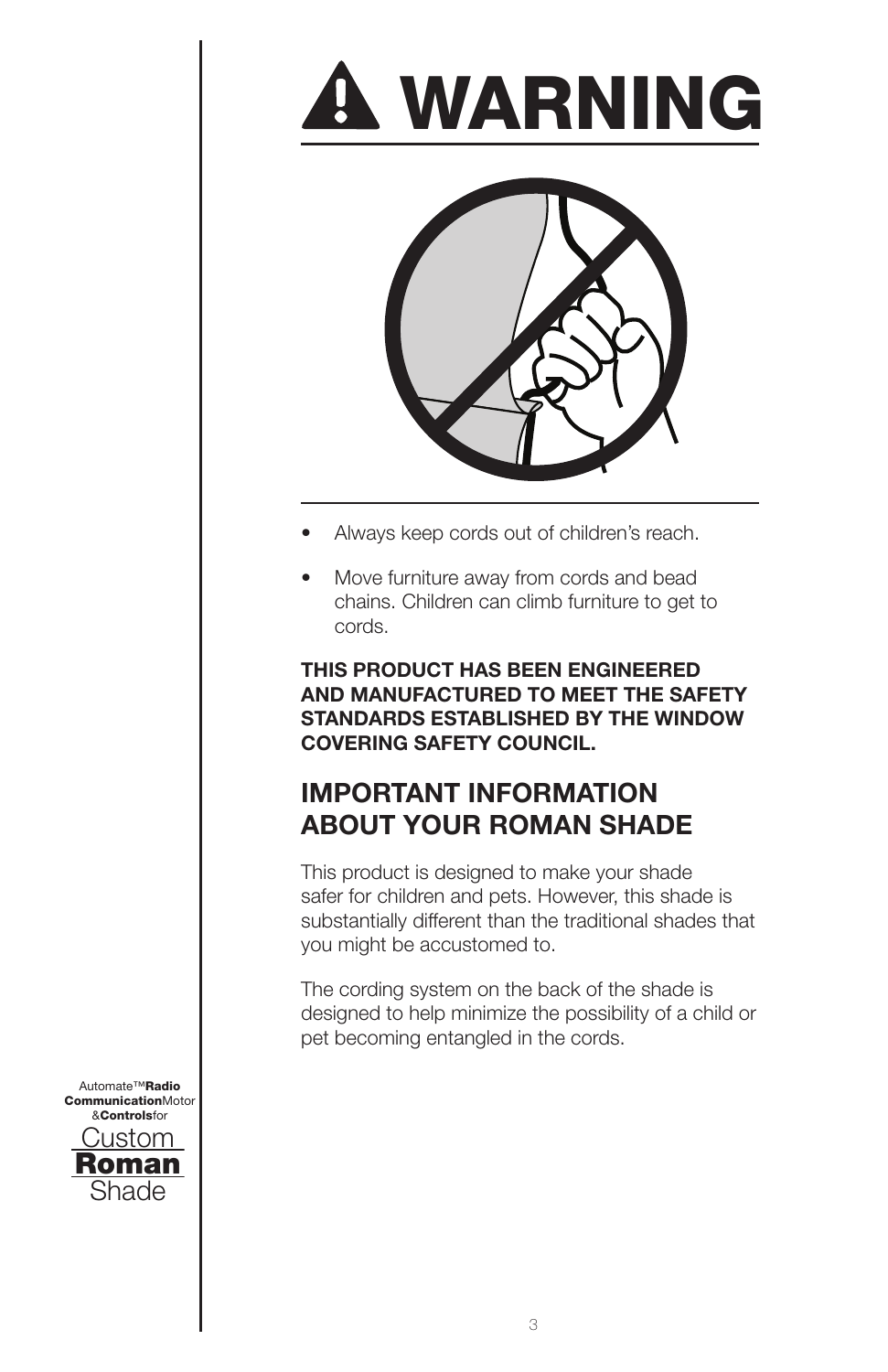# ⚠ WARNING

- Always keep cords out of children's reach.
- Move furniture away from cords and bead chains. Children can climb furniture to get to cords.

**THIS PRODUCT HAS BEEN ENGINEERED AND MANUFACTURED TO MEET THE SAFETY STANDARDS ESTABLISHED BY THE WINDOW COVERING SAFETY COUNCIL.**

## IMPORTANT INFORMATION ABOUT YOUR ROMAN SHADE

This product is designed to make your shade safer for children and pets. However, this shade is substantially different than the traditional shades that you might be accustomed to.

The cording system on the back of the shade is designed to help minimize the possibility of a child or pet becoming entangled in the cords.

Automate™ **Radio Communication** Motor & **Controls** for Custom **Roman** Shade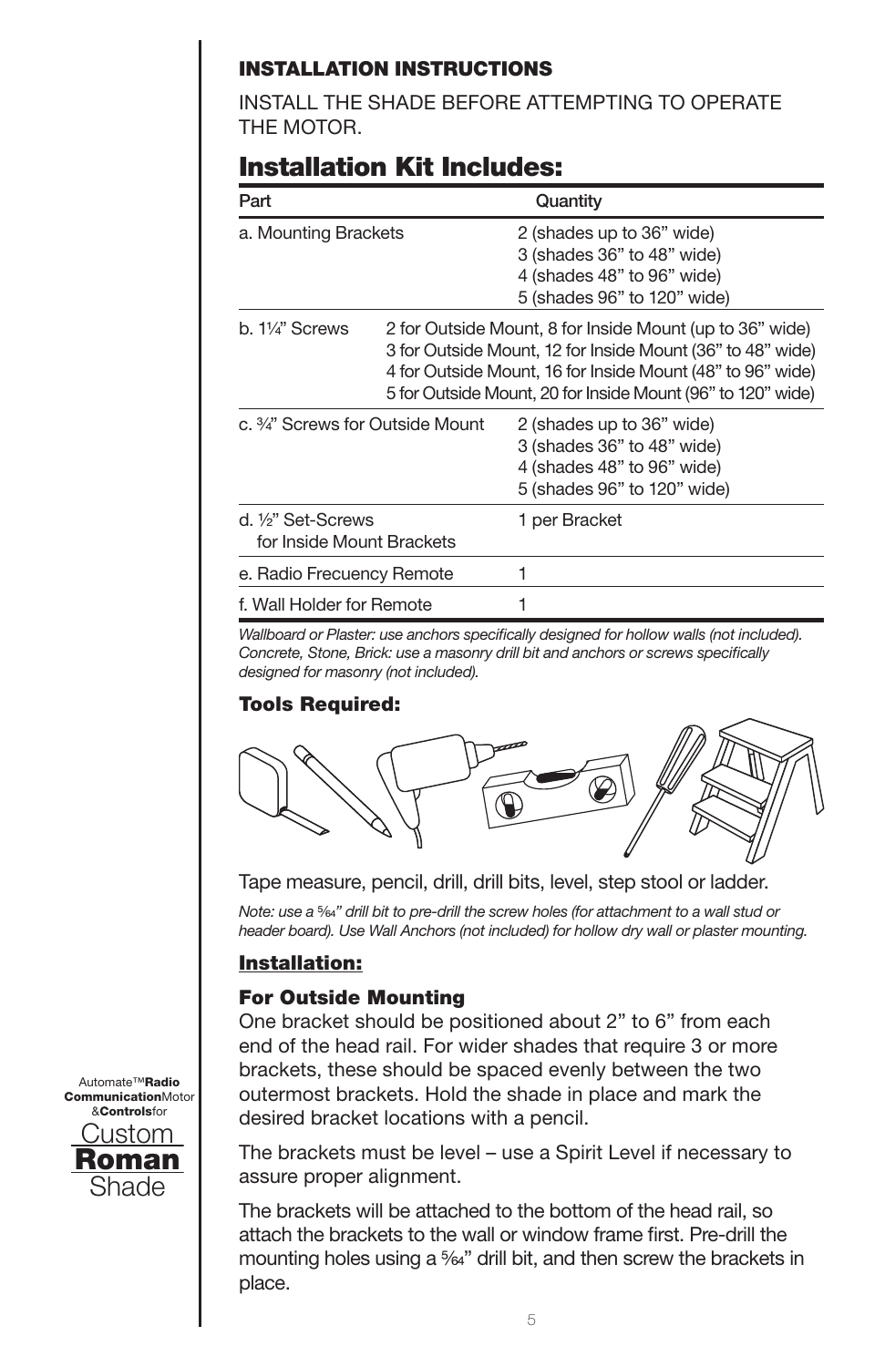**INSTALLATION INSTRUCTIONS**

INSTALL THE SHADE BEFORE ATTEMPTING TO OPERATE THE MOTOR.

## Installation Kit Includes:

| Part | Quantity |
|---|---|
| a. Mounting Brackets | 2 (shades up to 36" wide)<br>3 (shades 36" to 48" wide)<br>4 (shades 48" to 96" wide)<br>5 (shades 96" to 120" wide) |
| b. 1¼" Screws | 2 for Outside Mount, 8 for Inside Mount (up to 36" wide)<br>3 for Outside Mount, 12 for Inside Mount (36" to 48" wide)<br>4 for Outside Mount, 16 for Inside Mount (48" to 96" wide)<br>5 for Outside Mount, 20 for Inside Mount (96" to 120" wide) |
| c. ¾" Screws for Outside Mount | 2 (shades up to 36" wide)<br>3 (shades 36" to 48" wide)<br>4 (shades 48" to 96" wide)<br>5 (shades 96" to 120" wide) |
| d. ½" Set-Screws for Inside Mount Brackets | 1 per Bracket |
| e. Radio Frecuency Remote | 1 |
| f. Wall Holder for Remote | 1 |

*Wallboard or Plaster: use anchors specifically designed for hollow walls (not included). Concrete, Stone, Brick: use a masonry drill bit and anchors or screws specifically designed for masonry (not included).*

**Tools Required:**

Tape measure, pencil, drill, drill bits, level, step stool or ladder.

*Note: use a 5⁄64" drill bit to pre-drill the screw holes (for attachment to a wall stud or header board). Use Wall Anchors (not included) for hollow dry wall or plaster mounting.*

**Installation:**

**For Outside Mounting**

One bracket should be positioned about 2" to 6" from each end of the head rail. For wider shades that require 3 or more brackets, these should be spaced evenly between the two outermost brackets. Hold the shade in place and mark the desired bracket locations with a pencil.

The brackets must be level – use a Spirit Level if necessary to assure proper alignment.

The brackets will be attached to the bottom of the head rail, so attach the brackets to the wall or window frame first. Pre-drill the mounting holes using a 5⁄64" drill bit, and then screw the brackets in place.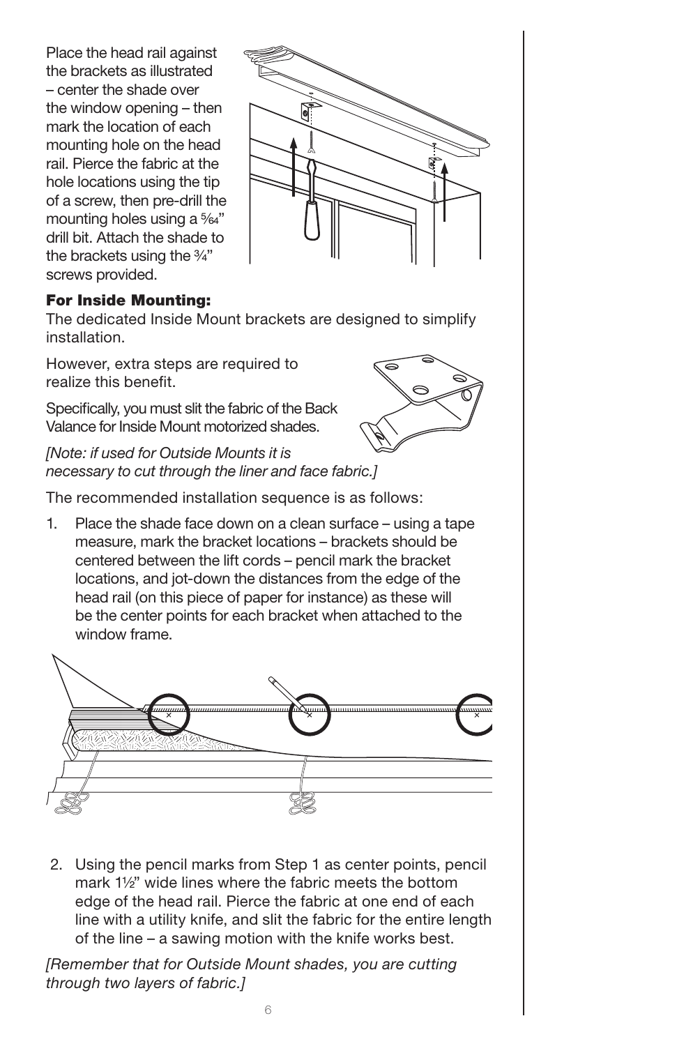Place the head rail against the brackets as illustrated – center the shade over the window opening – then mark the location of each mounting hole on the head rail. Pierce the fabric at the hole locations using the tip of a screw, then pre-drill the mounting holes using a 5⁄64" drill bit. Attach the shade to the brackets using the ¾" screws provided.

**For Inside Mounting:**

The dedicated Inside Mount brackets are designed to simplify installation.

However, extra steps are required to realize this benefit.

Specifically, you must slit the fabric of the Back Valance for Inside Mount motorized shades.

*[Note: if used for Outside Mounts it is necessary to cut through the liner and face fabric.]*

The recommended installation sequence is as follows:

1. Place the shade face down on a clean surface – using a tape measure, mark the bracket locations – brackets should be centered between the lift cords – pencil mark the bracket locations, and jot-down the distances from the edge of the head rail (on this piece of paper for instance) as these will be the center points for each bracket when attached to the window frame.

2. Using the pencil marks from Step 1 as center points, pencil mark 1½" wide lines where the fabric meets the bottom edge of the head rail. Pierce the fabric at one end of each line with a utility knife, and slit the fabric for the entire length of the line – a sawing motion with the knife works best.

*[Remember that for Outside Mount shades, you are cutting through two layers of fabric.]*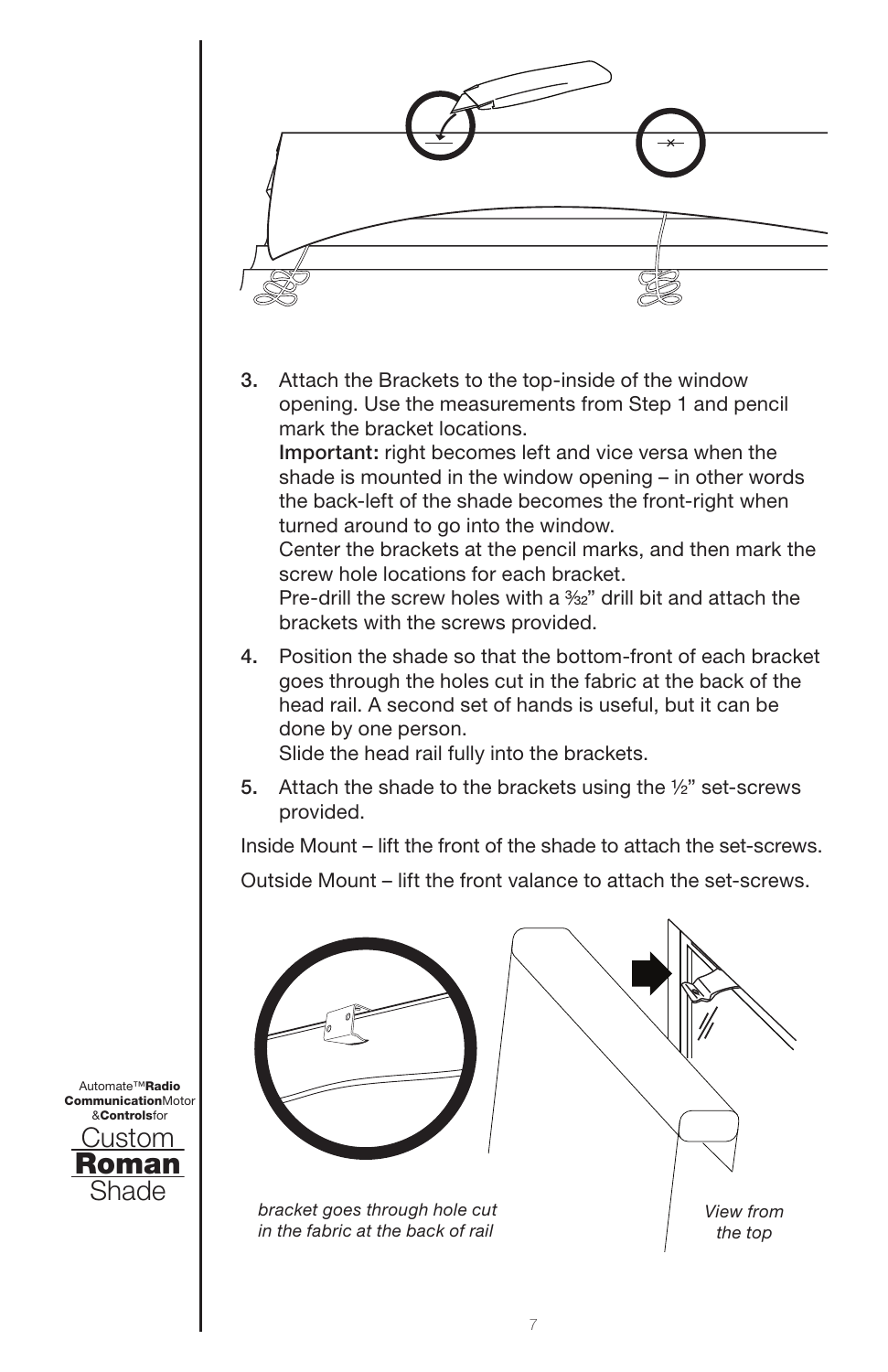3. Attach the Brackets to the top-inside of the window opening. Use the measurements from Step 1 and pencil mark the bracket locations.
   Important: right becomes left and vice versa when the shade is mounted in the window opening – in other words the back-left of the shade becomes the front-right when turned around to go into the window.
   Center the brackets at the pencil marks, and then mark the screw hole locations for each bracket.
   Pre-drill the screw holes with a 3⁄32" drill bit and attach the brackets with the screws provided.

4. Position the shade so that the bottom-front of each bracket goes through the holes cut in the fabric at the back of the head rail. A second set of hands is useful, but it can be done by one person.
   Slide the head rail fully into the brackets.

5. Attach the shade to the brackets using the ½" set-screws provided.

Inside Mount – lift the front of the shade to attach the set-screws.

Outside Mount – lift the front valance to attach the set-screws.

*bracket goes through hole cut in the fabric at the back of rail*

*View from the top*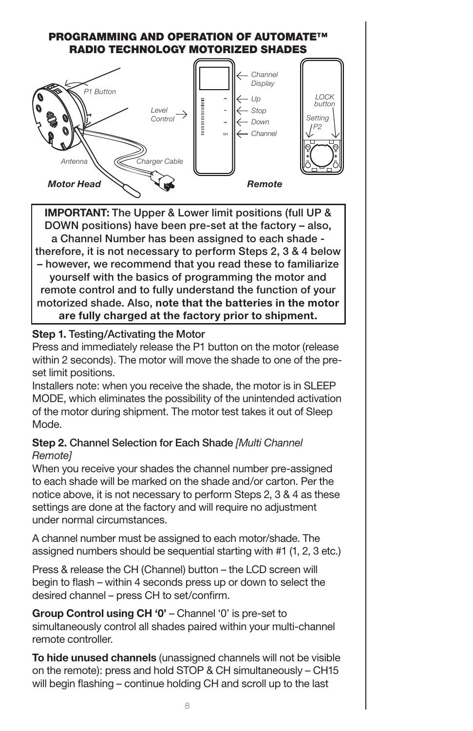## PROGRAMMING AND OPERATION OF AUTOMATE™ RADIO TECHNOLOGY MOTORIZED SHADES

P1 Button

Antenna

Charger Cable

**Motor Head**

Level Control

Channel Display

Up

Stop

Down

Channel

LOCK button

Setting P2

**Remote**

> **IMPORTANT:** The Upper & Lower limit positions (full UP & DOWN positions) have been pre-set at the factory – also, a Channel Number has been assigned to each shade - therefore, it is not necessary to perform Steps 2, 3 & 4 below – however, we recommend that you read these to familiarize yourself with the basics of programming the motor and remote control and to fully understand the function of your motorized shade. Also, **note that the batteries in the motor are fully charged at the factory prior to shipment.**

**Step 1.** Testing/Activating the Motor

Press and immediately release the P1 button on the motor (release within 2 seconds). The motor will move the shade to one of the pre-set limit positions.

Installers note: when you receive the shade, the motor is in SLEEP MODE, which eliminates the possibility of the unintended activation of the motor during shipment. The motor test takes it out of Sleep Mode.

**Step 2.** Channel Selection for Each Shade *[Multi Channel Remote]*

When you receive your shades the channel number pre-assigned to each shade will be marked on the shade and/or carton. Per the notice above, it is not necessary to perform Steps 2, 3 & 4 as these settings are done at the factory and will require no adjustment under normal circumstances.

A channel number must be assigned to each motor/shade. The assigned numbers should be sequential starting with #1 (1, 2, 3 etc.)

Press & release the CH (Channel) button – the LCD screen will begin to flash – within 4 seconds press up or down to select the desired channel – press CH to set/confirm.

**Group Control using CH '0'** – Channel '0' is pre-set to simultaneously control all shades paired within your multi-channel remote controller.

**To hide unused channels** (unassigned channels will not be visible on the remote): press and hold STOP & CH simultaneously – CH15 will begin flashing – continue holding CH and scroll up to the last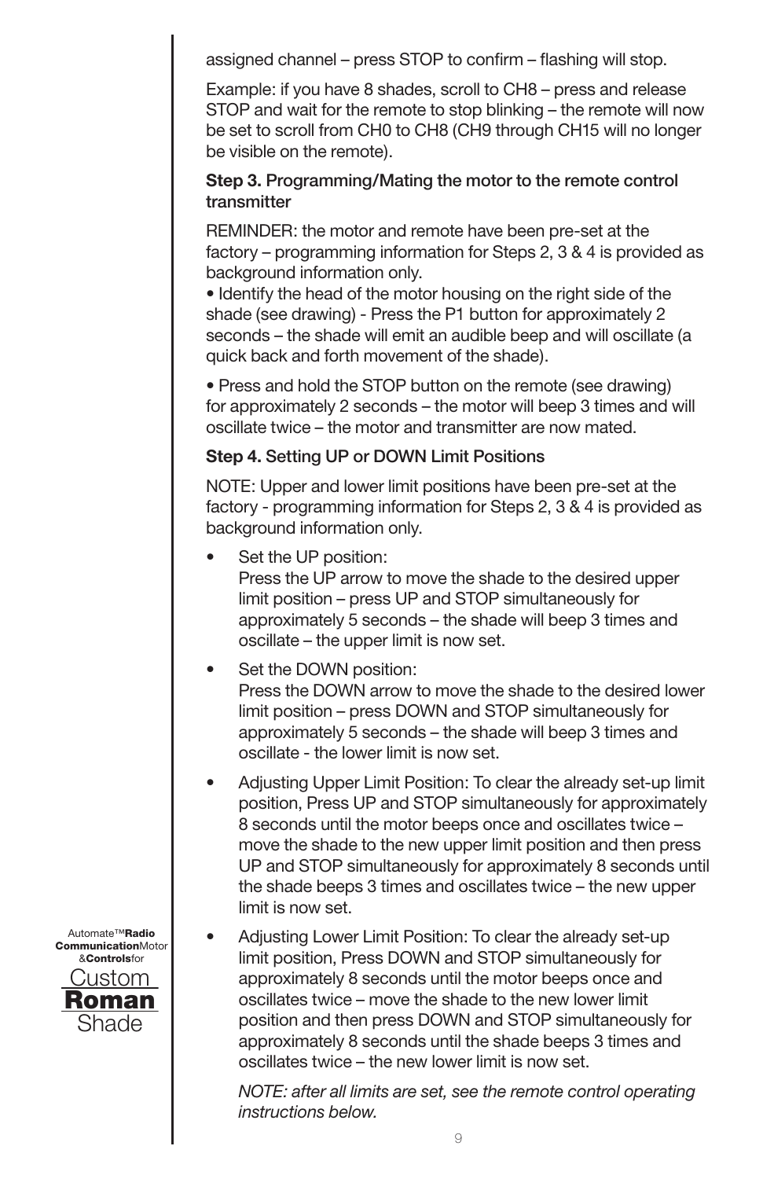assigned channel – press STOP to confirm – flashing will stop.

Example: if you have 8 shades, scroll to CH8 – press and release STOP and wait for the remote to stop blinking – the remote will now be set to scroll from CH0 to CH8 (CH9 through CH15 will no longer be visible on the remote).

**Step 3.** Programming/Mating the motor to the remote control transmitter

REMINDER: the motor and remote have been pre-set at the factory – programming information for Steps 2, 3 & 4 is provided as background information only.

• Identify the head of the motor housing on the right side of the shade (see drawing) - Press the P1 button for approximately 2 seconds – the shade will emit an audible beep and will oscillate (a quick back and forth movement of the shade).

• Press and hold the STOP button on the remote (see drawing) for approximately 2 seconds – the motor will beep 3 times and will oscillate twice – the motor and transmitter are now mated.

**Step 4.** Setting UP or DOWN Limit Positions

NOTE: Upper and lower limit positions have been pre-set at the factory - programming information for Steps 2, 3 & 4 is provided as background information only.

- Set the UP position:
  Press the UP arrow to move the shade to the desired upper limit position – press UP and STOP simultaneously for approximately 5 seconds – the shade will beep 3 times and oscillate – the upper limit is now set.
- Set the DOWN position:
  Press the DOWN arrow to move the shade to the desired lower limit position – press DOWN and STOP simultaneously for approximately 5 seconds – the shade will beep 3 times and oscillate - the lower limit is now set.
- Adjusting Upper Limit Position: To clear the already set-up limit position, Press UP and STOP simultaneously for approximately 8 seconds until the motor beeps once and oscillates twice – move the shade to the new upper limit position and then press UP and STOP simultaneously for approximately 8 seconds until the shade beeps 3 times and oscillates twice – the new upper limit is now set.
- Adjusting Lower Limit Position: To clear the already set-up limit position, Press DOWN and STOP simultaneously for approximately 8 seconds until the motor beeps once and oscillates twice – move the shade to the new lower limit position and then press DOWN and STOP simultaneously for approximately 8 seconds until the shade beeps 3 times and oscillates twice – the new lower limit is now set.

  *NOTE: after all limits are set, see the remote control operating instructions below.*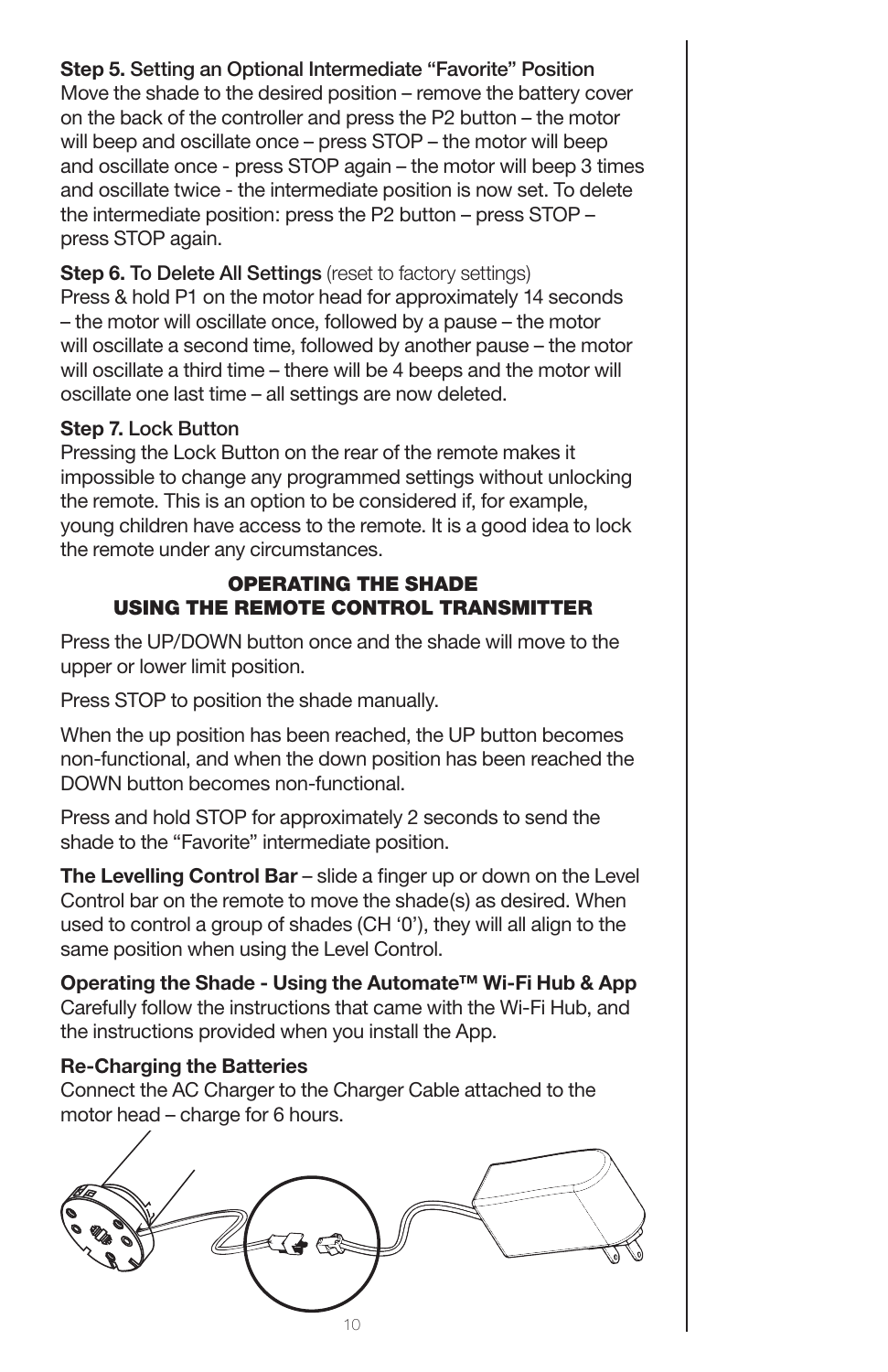**Step 5.** Setting an Optional Intermediate “Favorite” Position
Move the shade to the desired position – remove the battery cover on the back of the controller and press the P2 button – the motor will beep and oscillate once – press STOP – the motor will beep and oscillate once - press STOP again – the motor will beep 3 times and oscillate twice - the intermediate position is now set. To delete the intermediate position: press the P2 button – press STOP – press STOP again.

**Step 6.** To Delete All Settings (reset to factory settings)
Press & hold P1 on the motor head for approximately 14 seconds – the motor will oscillate once, followed by a pause – the motor will oscillate a second time, followed by another pause – the motor will oscillate a third time – there will be 4 beeps and the motor will oscillate one last time – all settings are now deleted.

**Step 7.** Lock Button
Pressing the Lock Button on the rear of the remote makes it impossible to change any programmed settings without unlocking the remote. This is an option to be considered if, for example, young children have access to the remote. It is a good idea to lock the remote under any circumstances.

## OPERATING THE SHADE USING THE REMOTE CONTROL TRANSMITTER

Press the UP/DOWN button once and the shade will move to the upper or lower limit position.

Press STOP to position the shade manually.

When the up position has been reached, the UP button becomes non-functional, and when the down position has been reached the DOWN button becomes non-functional.

Press and hold STOP for approximately 2 seconds to send the shade to the “Favorite” intermediate position.

**The Levelling Control Bar** – slide a finger up or down on the Level Control bar on the remote to move the shade(s) as desired. When used to control a group of shades (CH ‘0’), they will all align to the same position when using the Level Control.

**Operating the Shade - Using the Automate™ Wi-Fi Hub & App**
Carefully follow the instructions that came with the Wi-Fi Hub, and the instructions provided when you install the App.

**Re-Charging the Batteries**
Connect the AC Charger to the Charger Cable attached to the motor head – charge for 6 hours.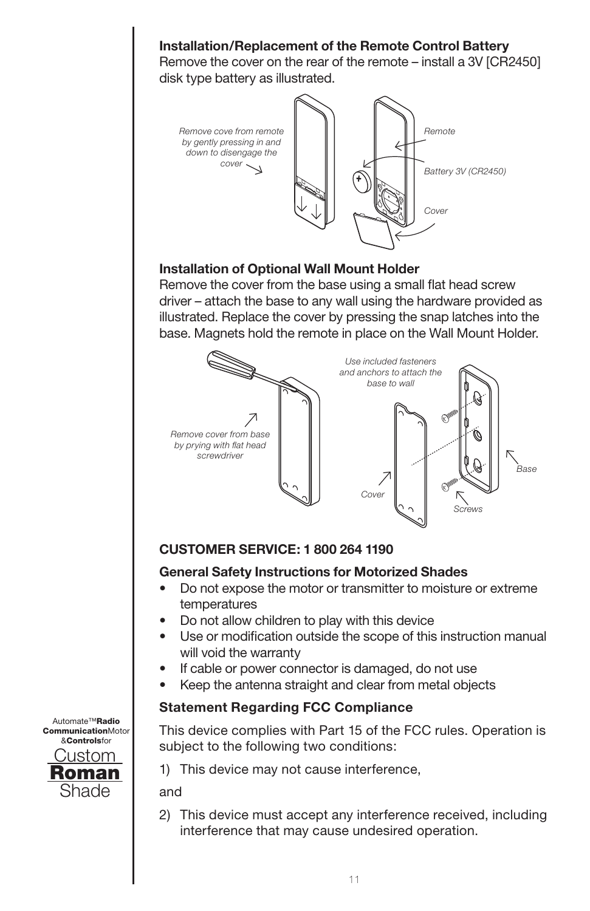**Installation/Replacement of the Remote Control Battery**
Remove the cover on the rear of the remote – install a 3V [CR2450] disk type battery as illustrated.

*Remove cove from remote by gently pressing in and down to disengage the cover*

*Remote*

*Battery 3V (CR2450)*

*Cover*

**Installation of Optional Wall Mount Holder**
Remove the cover from the base using a small flat head screw driver – attach the base to any wall using the hardware provided as illustrated. Replace the cover by pressing the snap latches into the base. Magnets hold the remote in place on the Wall Mount Holder.

*Remove cover from base by prying with flat head screwdriver*

*Use included fasteners and anchors to attach the base to wall*

*Cover*

*Screws*

*Base*

**CUSTOMER SERVICE: 1 800 264 1190**

**General Safety Instructions for Motorized Shades**

- Do not expose the motor or transmitter to moisture or extreme temperatures
- Do not allow children to play with this device
- Use or modification outside the scope of this instruction manual will void the warranty
- If cable or power connector is damaged, do not use
- Keep the antenna straight and clear from metal objects

**Statement Regarding FCC Compliance**

This device complies with Part 15 of the FCC rules. Operation is subject to the following two conditions:

1) This device may not cause interference,

and

2) This device must accept any interference received, including interference that may cause undesired operation.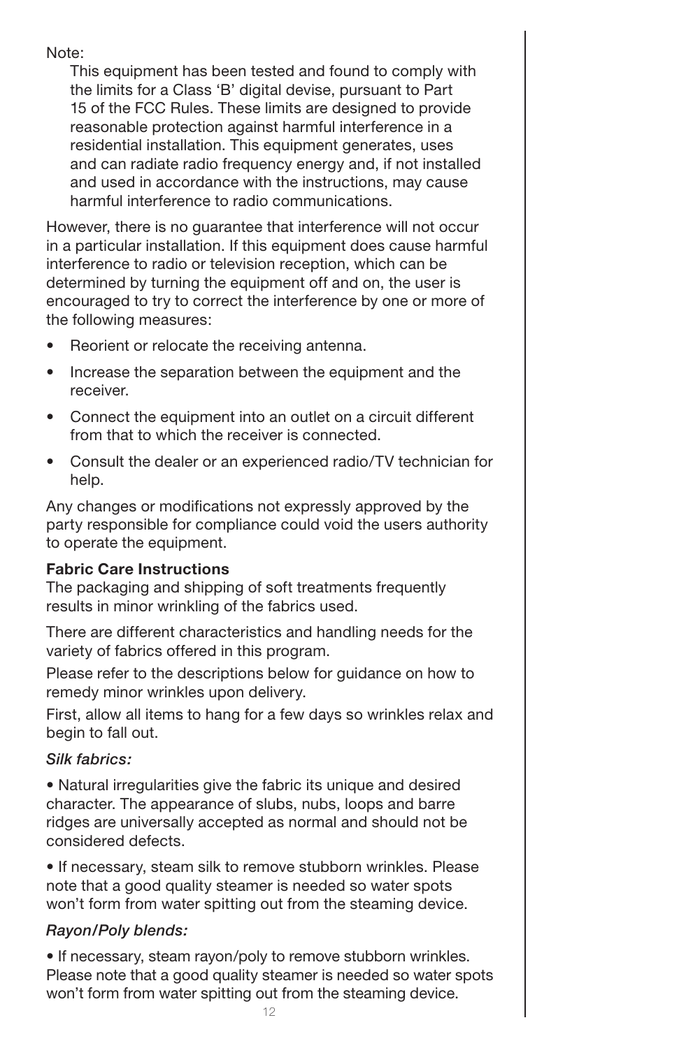Note:

This equipment has been tested and found to comply with the limits for a Class 'B' digital devise, pursuant to Part 15 of the FCC Rules. These limits are designed to provide reasonable protection against harmful interference in a residential installation. This equipment generates, uses and can radiate radio frequency energy and, if not installed and used in accordance with the instructions, may cause harmful interference to radio communications.

However, there is no guarantee that interference will not occur in a particular installation. If this equipment does cause harmful interference to radio or television reception, which can be determined by turning the equipment off and on, the user is encouraged to try to correct the interference by one or more of the following measures:

- Reorient or relocate the receiving antenna.
- Increase the separation between the equipment and the receiver.
- Connect the equipment into an outlet on a circuit different from that to which the receiver is connected.
- Consult the dealer or an experienced radio/TV technician for help.

Any changes or modifications not expressly approved by the party responsible for compliance could void the users authority to operate the equipment.

**Fabric Care Instructions**

The packaging and shipping of soft treatments frequently results in minor wrinkling of the fabrics used.

There are different characteristics and handling needs for the variety of fabrics offered in this program.

Please refer to the descriptions below for guidance on how to remedy minor wrinkles upon delivery.

First, allow all items to hang for a few days so wrinkles relax and begin to fall out.

*Silk fabrics:*

• Natural irregularities give the fabric its unique and desired character. The appearance of slubs, nubs, loops and barre ridges are universally accepted as normal and should not be considered defects.

• If necessary, steam silk to remove stubborn wrinkles. Please note that a good quality steamer is needed so water spots won't form from water spitting out from the steaming device.

*Rayon/Poly blends:*

• If necessary, steam rayon/poly to remove stubborn wrinkles. Please note that a good quality steamer is needed so water spots won't form from water spitting out from the steaming device.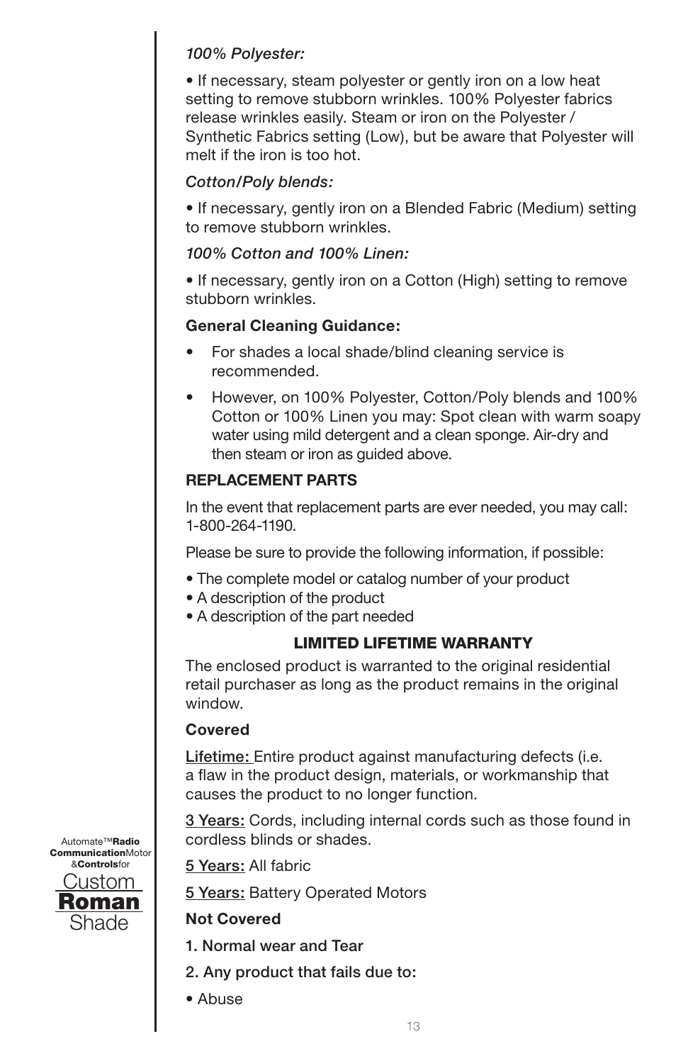*100% Polyester:*

• If necessary, steam polyester or gently iron on a low heat setting to remove stubborn wrinkles. 100% Polyester fabrics release wrinkles easily. Steam or iron on the Polyester / Synthetic Fabrics setting (Low), but be aware that Polyester will melt if the iron is too hot.

*Cotton/Poly blends:*

• If necessary, gently iron on a Blended Fabric (Medium) setting to remove stubborn wrinkles.

*100% Cotton and 100% Linen:*

• If necessary, gently iron on a Cotton (High) setting to remove stubborn wrinkles.

**General Cleaning Guidance:**

- For shades a local shade/blind cleaning service is recommended.
- However, on 100% Polyester, Cotton/Poly blends and 100% Cotton or 100% Linen you may: Spot clean with warm soapy water using mild detergent and a clean sponge. Air-dry and then steam or iron as guided above.

**REPLACEMENT PARTS**

In the event that replacement parts are ever needed, you may call: 1-800-264-1190.

Please be sure to provide the following information, if possible:

- The complete model or catalog number of your product
- A description of the product
- A description of the part needed

**LIMITED LIFETIME WARRANTY**

The enclosed product is warranted to the original residential retail purchaser as long as the product remains in the original window.

**Covered**

Lifetime: Entire product against manufacturing defects (i.e. a flaw in the product design, materials, or workmanship that causes the product to no longer function.

3 Years: Cords, including internal cords such as those found in cordless blinds or shades.

5 Years: All fabric

5 Years: Battery Operated Motors

**Not Covered**

**1. Normal wear and Tear**

**2. Any product that fails due to:**

- Abuse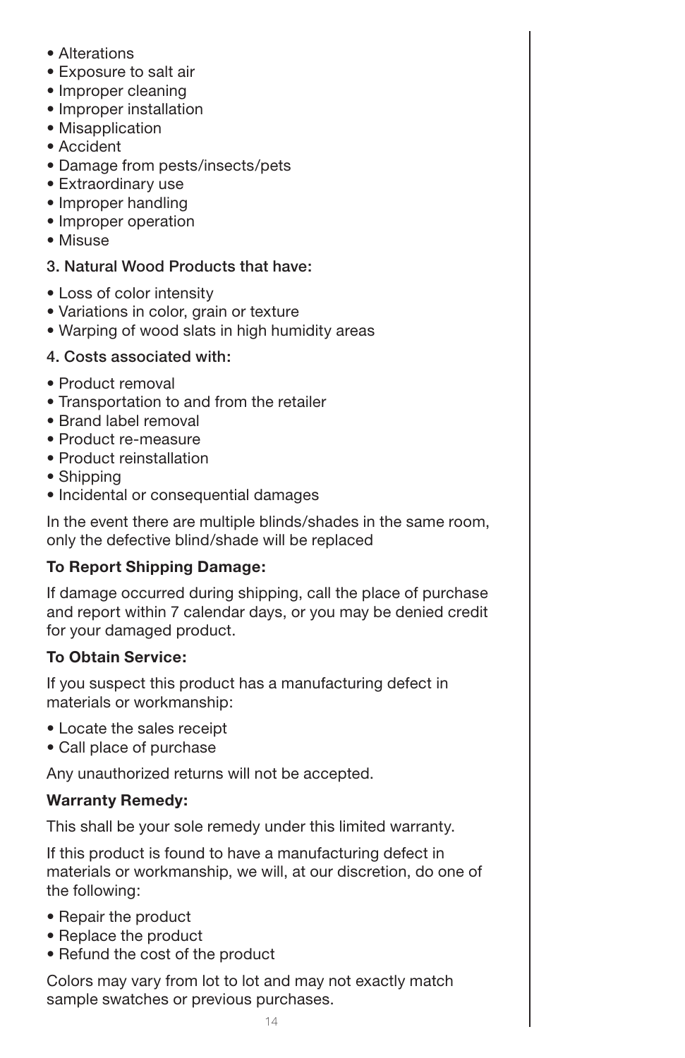- Alterations
- Exposure to salt air
- Improper cleaning
- Improper installation
- Misapplication
- Accident
- Damage from pests/insects/pets
- Extraordinary use
- Improper handling
- Improper operation
- Misuse

3. Natural Wood Products that have:

- Loss of color intensity
- Variations in color, grain or texture
- Warping of wood slats in high humidity areas

4. Costs associated with:

- Product removal
- Transportation to and from the retailer
- Brand label removal
- Product re-measure
- Product reinstallation
- Shipping
- Incidental or consequential damages

In the event there are multiple blinds/shades in the same room, only the defective blind/shade will be replaced

**To Report Shipping Damage:**

If damage occurred during shipping, call the place of purchase and report within 7 calendar days, or you may be denied credit for your damaged product.

**To Obtain Service:**

If you suspect this product has a manufacturing defect in materials or workmanship:

- Locate the sales receipt
- Call place of purchase

Any unauthorized returns will not be accepted.

**Warranty Remedy:**

This shall be your sole remedy under this limited warranty.

If this product is found to have a manufacturing defect in materials or workmanship, we will, at our discretion, do one of the following:

- Repair the product
- Replace the product
- Refund the cost of the product

Colors may vary from lot to lot and may not exactly match sample swatches or previous purchases.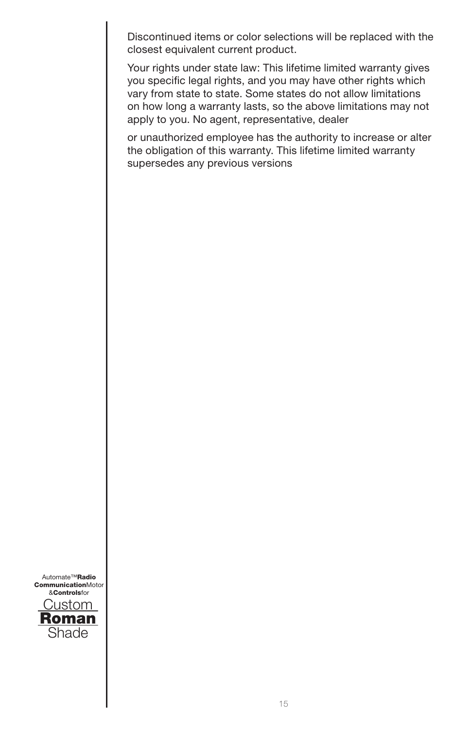Discontinued items or color selections will be replaced with the closest equivalent current product.

Your rights under state law: This lifetime limited warranty gives you specific legal rights, and you may have other rights which vary from state to state. Some states do not allow limitations on how long a warranty lasts, so the above limitations may not apply to you. No agent, representative, dealer

or unauthorized employee has the authority to increase or alter the obligation of this warranty. This lifetime limited warranty supersedes any previous versions